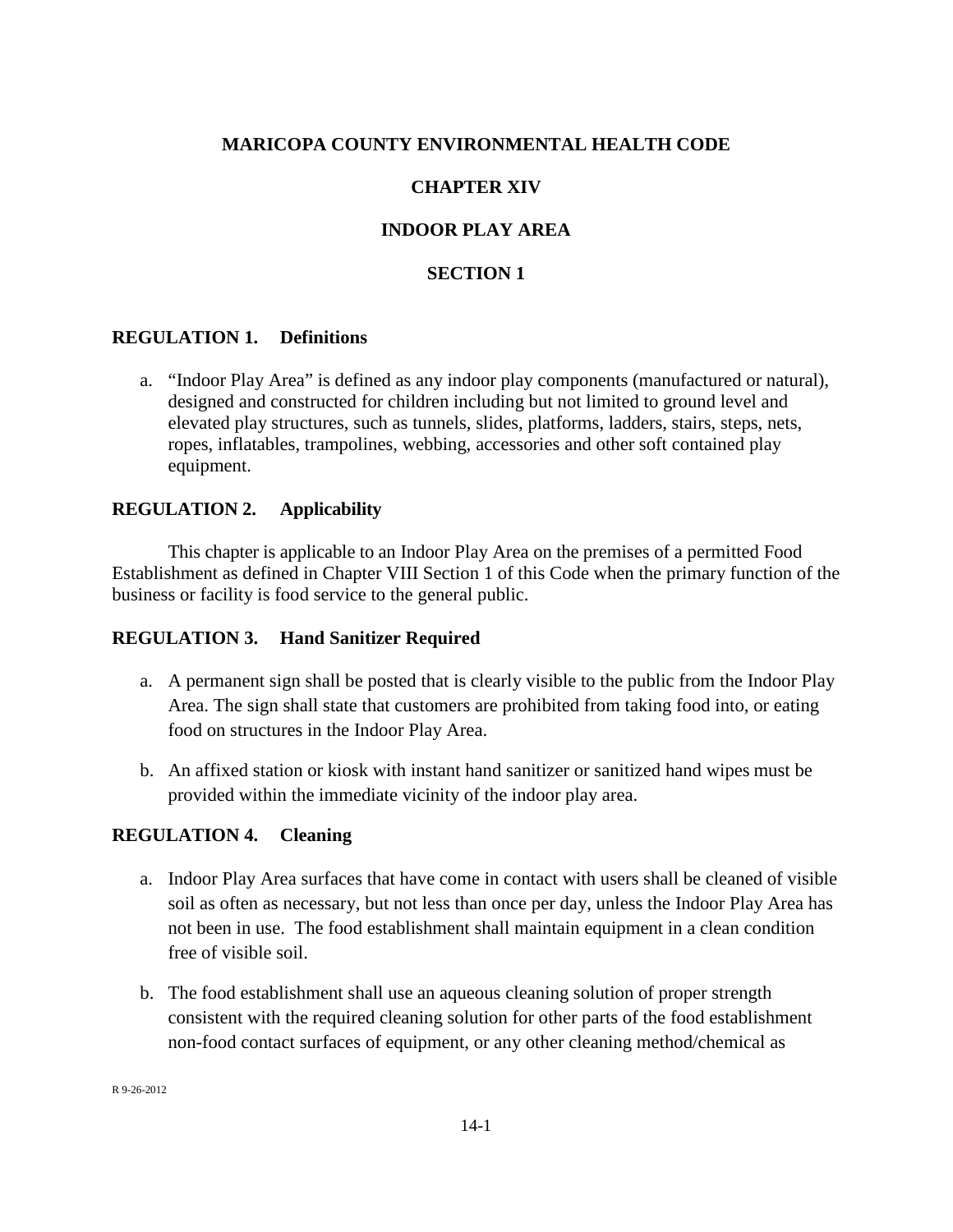# MARICOPA COUNTY ENVIRONMENTAL HEALTH CODE

# CHAPTER XIV

# INDOOR PLAY AREA

## SECTION 1

### REGULATION 1. Definitions

a. "Indoor Play Area" is defined as any indoor play components (manufactured or natural), designed and constructed for children including but not limited to ground level and elevated play structures, such as tunnels, slides, platforms, ladders, stairs, steps, nets, ropes, inflatables, trampolines, webbing, accessories and other soft contained play equipment.

### REGULATION 2. Applicability

This chapter is applicable to an Indoor Play Area on the premises of a permitted Food Establishment as defined in Chapter VIII Section 1 of this Code when the primary function of the business or facility is food service to the general public.

### REGULATION 3. Hand Sanitizer Required

a. A permanent sign shall be posted that is clearly visible to the public from the Indoor Play Area. The sign shall state that customers are prohibited from taking food into, or eating food on structures in the Indoor Play Area.

b. An affixed station or kiosk with instant hand sanitizer or sanitized hand wipes must be provided within the immediate vicinity of the indoor play area.

### REGULATION 4. Cleaning

a. Indoor Play Area surfaces that have come in contact with users shall be cleaned of visible soil as often as necessary, but not less than once per day, unless the Indoor Play Area has not been in use. The food establishment shall maintain equipment in a clean condition free of visible soil.

b. The food establishment shall use an aqueous cleaning solution of proper strength consistent with the required cleaning solution for other parts of the food establishment non-food contact surfaces of equipment, or any other cleaning method/chemical as

R 9-26-2012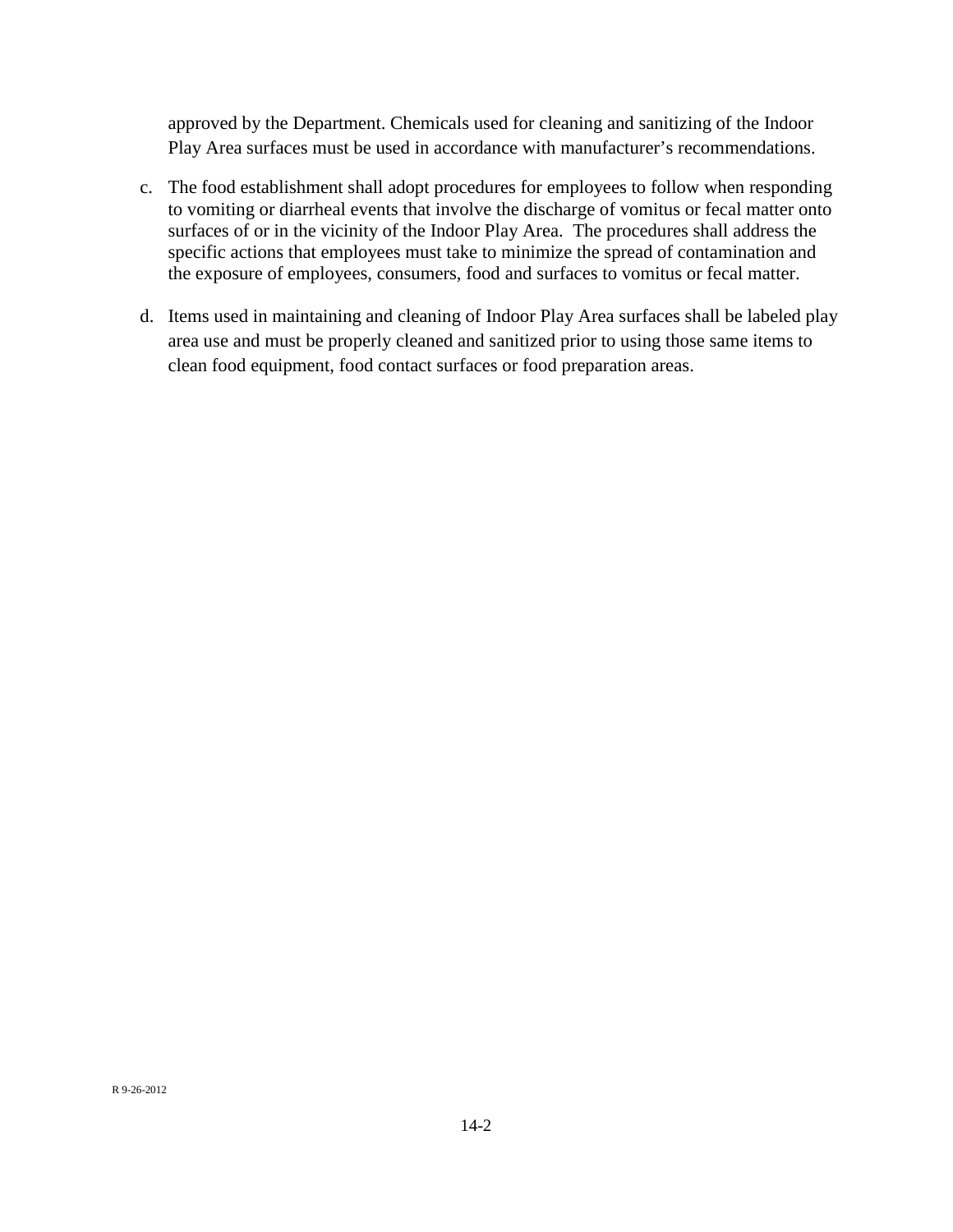approved by the Department. Chemicals used for cleaning and sanitizing of the Indoor Play Area surfaces must be used in accordance with manufacturer's recommendations.

c. The food establishment shall adopt procedures for employees to follow when responding to vomiting or diarrheal events that involve the discharge of vomitus or fecal matter onto surfaces of or in the vicinity of the Indoor Play Area. The procedures shall address the specific actions that employees must take to minimize the spread of contamination and the exposure of employees, consumers, food and surfaces to vomitus or fecal matter.

d. Items used in maintaining and cleaning of Indoor Play Area surfaces shall be labeled play area use and must be properly cleaned and sanitized prior to using those same items to clean food equipment, food contact surfaces or food preparation areas.

R 9-26-2012